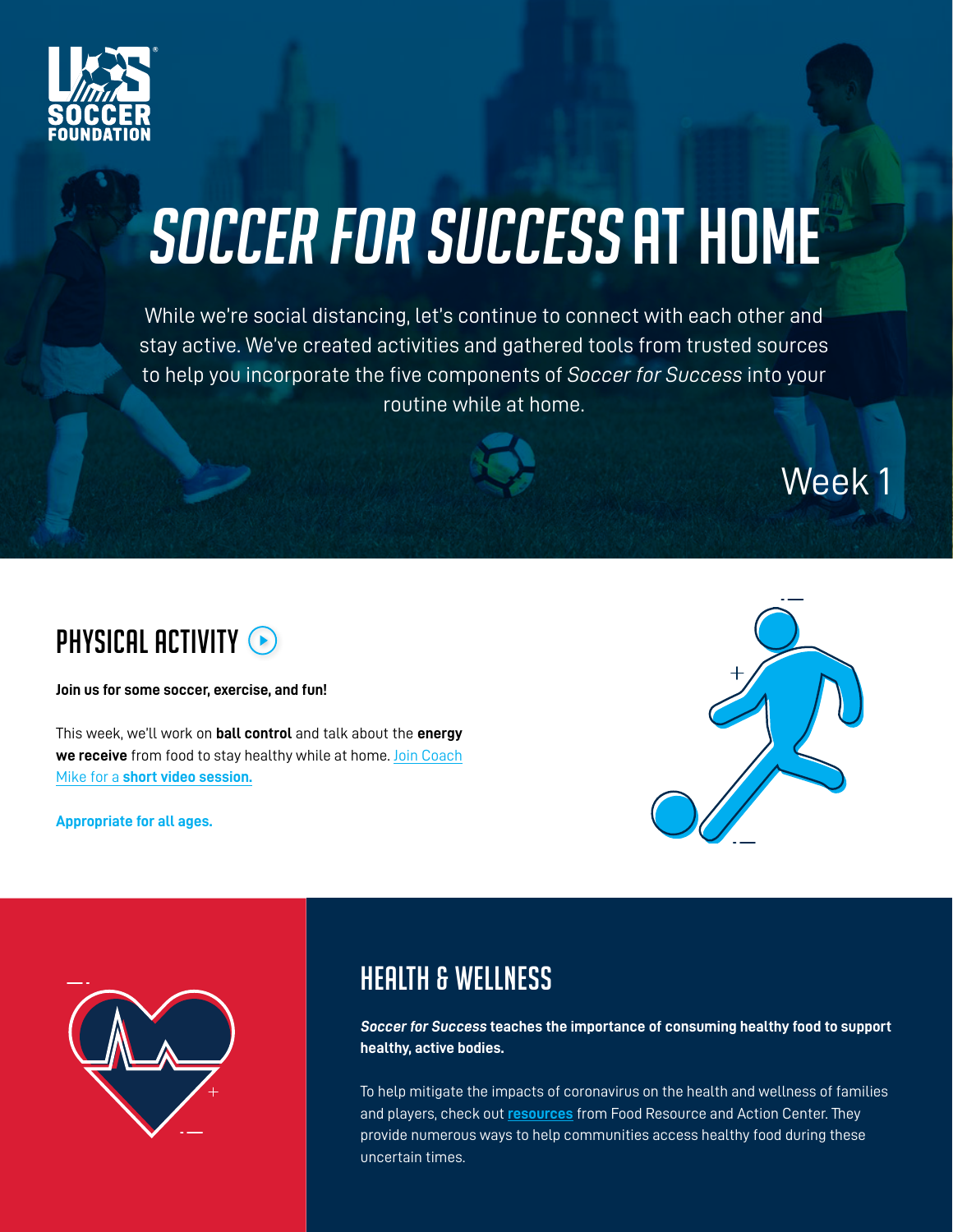U.S. SOCCER FOUNDATION

# *SOCCER FOR SUCCESS* AT HOME

While we're social distancing, let's continue to connect with each other and stay active. We've created activities and gathered tools from trusted sources to help you incorporate the five components of *Soccer for Success* into your routine while at home.

Week 1

## PHYSICAL ACTIVITY

**Join us for some soccer, exercise, and fun!**

This week, we'll work on **ball control** and talk about the **energy we receive** from food to stay healthy while at home. Join Coach Mike for a **short video session.**

**Appropriate for all ages.**

## HEALTH & WELLNESS

***Soccer for Success*** **teaches the importance of consuming healthy food to support healthy, active bodies.**

To help mitigate the impacts of coronavirus on the health and wellness of families and players, check out **resources** from Food Resource and Action Center. They provide numerous ways to help communities access healthy food during these uncertain times.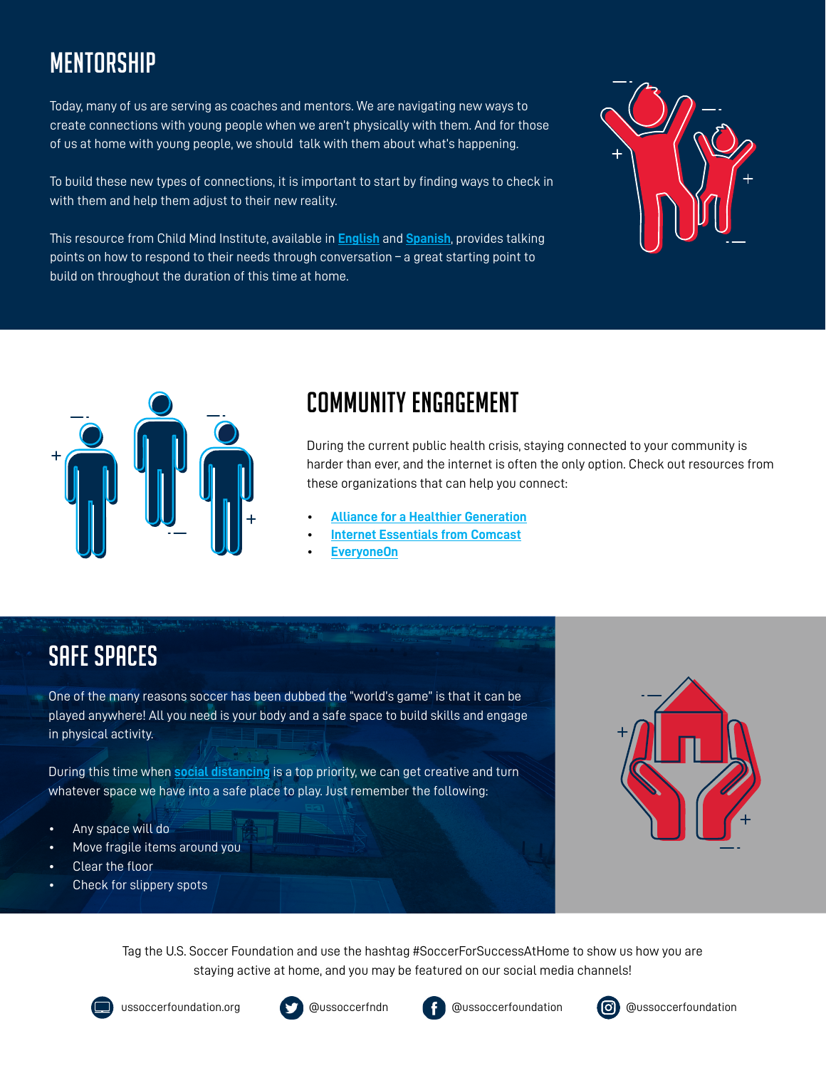## MENTORSHIP

Today, many of us are serving as coaches and mentors. We are navigating new ways to create connections with young people when we aren't physically with them. And for those of us at home with young people, we should talk with them about what's happening.

To build these new types of connections, it is important to start by finding ways to check in with them and help them adjust to their new reality.

This resource from Child Mind Institute, available in **English** and **Spanish**, provides talking points on how to respond to their needs through conversation – a great starting point to build on throughout the duration of this time at home.

## COMMUNITY ENGAGEMENT

During the current public health crisis, staying connected to your community is harder than ever, and the internet is often the only option. Check out resources from these organizations that can help you connect:

- **Alliance for a Healthier Generation**
- **Internet Essentials from Comcast**
- **EveryoneOn**

## SAFE SPACES

One of the many reasons soccer has been dubbed the "world's game" is that it can be played anywhere! All you need is your body and a safe space to build skills and engage in physical activity.

During this time when **social distancing** is a top priority, we can get creative and turn whatever space we have into a safe place to play. Just remember the following:

- Any space will do
- Move fragile items around you
- Clear the floor
- Check for slippery spots

Tag the U.S. Soccer Foundation and use the hashtag #SoccerForSuccessAtHome to show us how you are staying active at home, and you may be featured on our social media channels!

ussoccerfoundation.org @ussoccerfndn @ussoccerfoundation @ussoccerfoundation